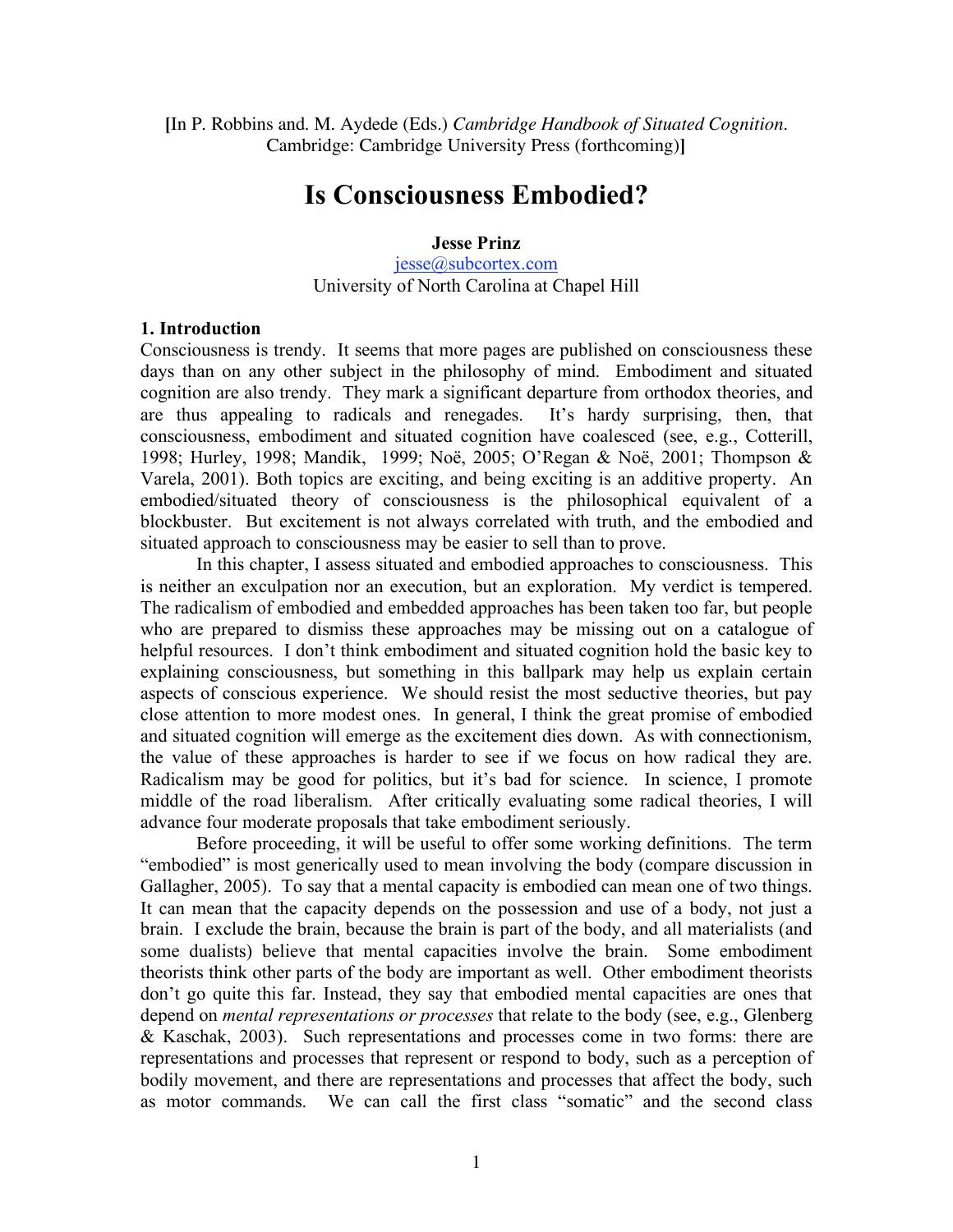**[**In P. Robbins and. M. Aydede (Eds.) *Cambridge Handbook of Situated Cognition*. Cambridge: Cambridge University Press (forthcoming)**]**

# Is Consciousness Embodied?

**Jesse Prinz**
jesse@subcortex.com
University of North Carolina at Chapel Hill

## 1. Introduction

Consciousness is trendy. It seems that more pages are published on consciousness these days than on any other subject in the philosophy of mind. Embodiment and situated cognition are also trendy. They mark a significant departure from orthodox theories, and are thus appealing to radicals and renegades. It's hardy surprising, then, that consciousness, embodiment and situated cognition have coalesced (see, e.g., Cotterill, 1998; Hurley, 1998; Mandik, 1999; Noë, 2005; O'Regan & Noë, 2001; Thompson & Varela, 2001). Both topics are exciting, and being exciting is an additive property. An embodied/situated theory of consciousness is the philosophical equivalent of a blockbuster. But excitement is not always correlated with truth, and the embodied and situated approach to consciousness may be easier to sell than to prove.

In this chapter, I assess situated and embodied approaches to consciousness. This is neither an exculpation nor an execution, but an exploration. My verdict is tempered. The radicalism of embodied and embedded approaches has been taken too far, but people who are prepared to dismiss these approaches may be missing out on a catalogue of helpful resources. I don't think embodiment and situated cognition hold the basic key to explaining consciousness, but something in this ballpark may help us explain certain aspects of conscious experience. We should resist the most seductive theories, but pay close attention to more modest ones. In general, I think the great promise of embodied and situated cognition will emerge as the excitement dies down. As with connectionism, the value of these approaches is harder to see if we focus on how radical they are. Radicalism may be good for politics, but it's bad for science. In science, I promote middle of the road liberalism. After critically evaluating some radical theories, I will advance four moderate proposals that take embodiment seriously.

Before proceeding, it will be useful to offer some working definitions. The term "embodied" is most generically used to mean involving the body (compare discussion in Gallagher, 2005). To say that a mental capacity is embodied can mean one of two things. It can mean that the capacity depends on the possession and use of a body, not just a brain. I exclude the brain, because the brain is part of the body, and all materialists (and some dualists) believe that mental capacities involve the brain. Some embodiment theorists think other parts of the body are important as well. Other embodiment theorists don't go quite this far. Instead, they say that embodied mental capacities are ones that depend on *mental representations or processes* that relate to the body (see, e.g., Glenberg & Kaschak, 2003). Such representations and processes come in two forms: there are representations and processes that represent or respond to body, such as a perception of bodily movement, and there are representations and processes that affect the body, such as motor commands. We can call the first class "somatic" and the second class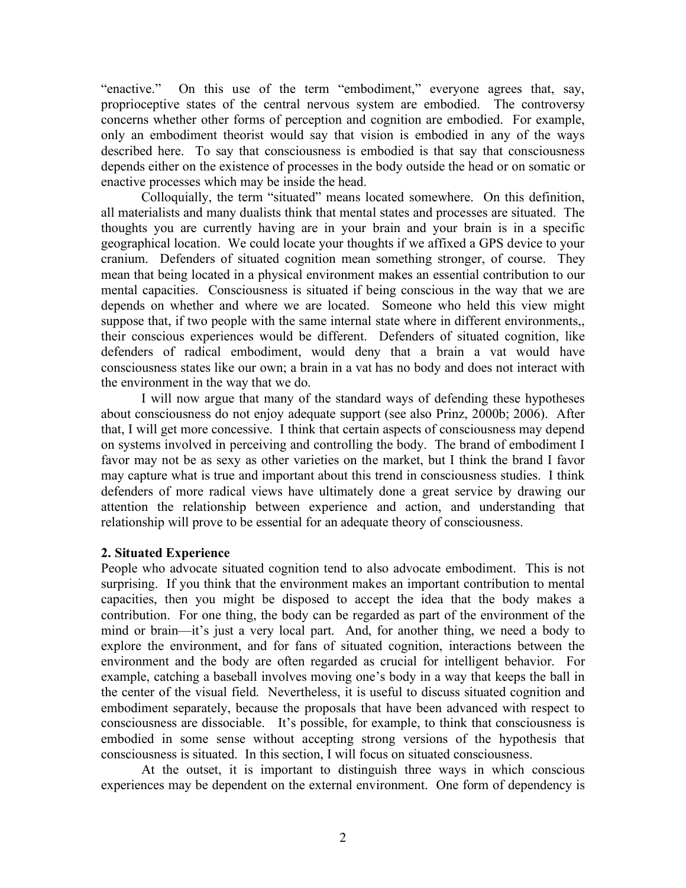"enactive." On this use of the term "embodiment," everyone agrees that, say, proprioceptive states of the central nervous system are embodied. The controversy concerns whether other forms of perception and cognition are embodied. For example, only an embodiment theorist would say that vision is embodied in any of the ways described here. To say that consciousness is embodied is that say that consciousness depends either on the existence of processes in the body outside the head or on somatic or enactive processes which may be inside the head.

Colloquially, the term "situated" means located somewhere. On this definition, all materialists and many dualists think that mental states and processes are situated. The thoughts you are currently having are in your brain and your brain is in a specific geographical location. We could locate your thoughts if we affixed a GPS device to your cranium. Defenders of situated cognition mean something stronger, of course. They mean that being located in a physical environment makes an essential contribution to our mental capacities. Consciousness is situated if being conscious in the way that we are depends on whether and where we are located. Someone who held this view might suppose that, if two people with the same internal state where in different environments,, their conscious experiences would be different. Defenders of situated cognition, like defenders of radical embodiment, would deny that a brain a vat would have consciousness states like our own; a brain in a vat has no body and does not interact with the environment in the way that we do.

I will now argue that many of the standard ways of defending these hypotheses about consciousness do not enjoy adequate support (see also Prinz, 2000b; 2006). After that, I will get more concessive. I think that certain aspects of consciousness may depend on systems involved in perceiving and controlling the body. The brand of embodiment I favor may not be as sexy as other varieties on the market, but I think the brand I favor may capture what is true and important about this trend in consciousness studies. I think defenders of more radical views have ultimately done a great service by drawing our attention the relationship between experience and action, and understanding that relationship will prove to be essential for an adequate theory of consciousness.

## 2. Situated Experience

People who advocate situated cognition tend to also advocate embodiment. This is not surprising. If you think that the environment makes an important contribution to mental capacities, then you might be disposed to accept the idea that the body makes a contribution. For one thing, the body can be regarded as part of the environment of the mind or brain—it's just a very local part. And, for another thing, we need a body to explore the environment, and for fans of situated cognition, interactions between the environment and the body are often regarded as crucial for intelligent behavior. For example, catching a baseball involves moving one's body in a way that keeps the ball in the center of the visual field. Nevertheless, it is useful to discuss situated cognition and embodiment separately, because the proposals that have been advanced with respect to consciousness are dissociable. It's possible, for example, to think that consciousness is embodied in some sense without accepting strong versions of the hypothesis that consciousness is situated. In this section, I will focus on situated consciousness.

At the outset, it is important to distinguish three ways in which conscious experiences may be dependent on the external environment. One form of dependency is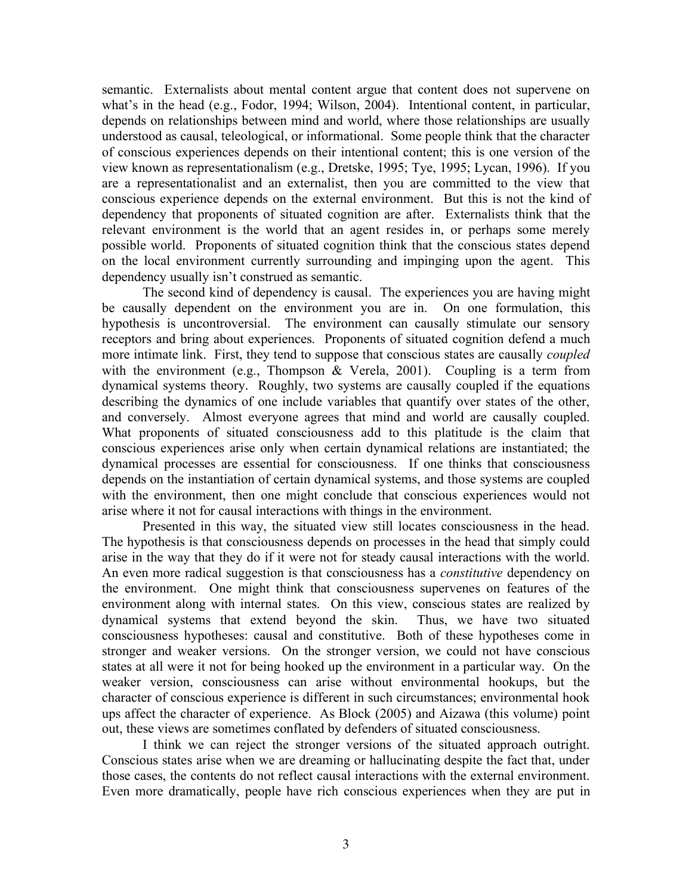semantic. Externalists about mental content argue that content does not supervene on what's in the head (e.g., Fodor, 1994; Wilson, 2004). Intentional content, in particular, depends on relationships between mind and world, where those relationships are usually understood as causal, teleological, or informational. Some people think that the character of conscious experiences depends on their intentional content; this is one version of the view known as representationalism (e.g., Dretske, 1995; Tye, 1995; Lycan, 1996). If you are a representationalist and an externalist, then you are committed to the view that conscious experience depends on the external environment. But this is not the kind of dependency that proponents of situated cognition are after. Externalists think that the relevant environment is the world that an agent resides in, or perhaps some merely possible world. Proponents of situated cognition think that the conscious states depend on the local environment currently surrounding and impinging upon the agent. This dependency usually isn't construed as semantic.

The second kind of dependency is causal. The experiences you are having might be causally dependent on the environment you are in. On one formulation, this hypothesis is uncontroversial. The environment can causally stimulate our sensory receptors and bring about experiences. Proponents of situated cognition defend a much more intimate link. First, they tend to suppose that conscious states are causally *coupled* with the environment (e.g., Thompson & Verela, 2001). Coupling is a term from dynamical systems theory. Roughly, two systems are causally coupled if the equations describing the dynamics of one include variables that quantify over states of the other, and conversely. Almost everyone agrees that mind and world are causally coupled. What proponents of situated consciousness add to this platitude is the claim that conscious experiences arise only when certain dynamical relations are instantiated; the dynamical processes are essential for consciousness. If one thinks that consciousness depends on the instantiation of certain dynamical systems, and those systems are coupled with the environment, then one might conclude that conscious experiences would not arise where it not for causal interactions with things in the environment.

Presented in this way, the situated view still locates consciousness in the head. The hypothesis is that consciousness depends on processes in the head that simply could arise in the way that they do if it were not for steady causal interactions with the world. An even more radical suggestion is that consciousness has a *constitutive* dependency on the environment. One might think that consciousness supervenes on features of the environment along with internal states. On this view, conscious states are realized by dynamical systems that extend beyond the skin. Thus, we have two situated consciousness hypotheses: causal and constitutive. Both of these hypotheses come in stronger and weaker versions. On the stronger version, we could not have conscious states at all were it not for being hooked up the environment in a particular way. On the weaker version, consciousness can arise without environmental hookups, but the character of conscious experience is different in such circumstances; environmental hook ups affect the character of experience. As Block (2005) and Aizawa (this volume) point out, these views are sometimes conflated by defenders of situated consciousness.

I think we can reject the stronger versions of the situated approach outright. Conscious states arise when we are dreaming or hallucinating despite the fact that, under those cases, the contents do not reflect causal interactions with the external environment. Even more dramatically, people have rich conscious experiences when they are put in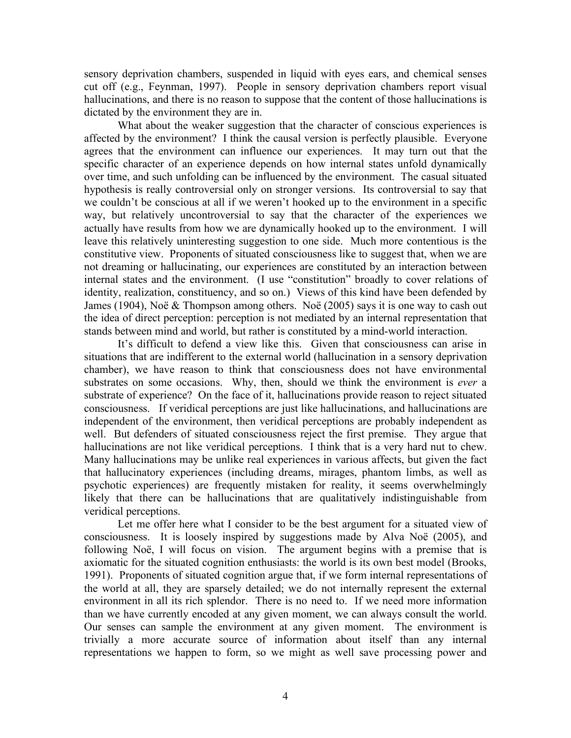sensory deprivation chambers, suspended in liquid with eyes ears, and chemical senses cut off (e.g., Feynman, 1997). People in sensory deprivation chambers report visual hallucinations, and there is no reason to suppose that the content of those hallucinations is dictated by the environment they are in.

What about the weaker suggestion that the character of conscious experiences is affected by the environment? I think the causal version is perfectly plausible. Everyone agrees that the environment can influence our experiences. It may turn out that the specific character of an experience depends on how internal states unfold dynamically over time, and such unfolding can be influenced by the environment. The casual situated hypothesis is really controversial only on stronger versions. Its controversial to say that we couldn't be conscious at all if we weren't hooked up to the environment in a specific way, but relatively uncontroversial to say that the character of the experiences we actually have results from how we are dynamically hooked up to the environment. I will leave this relatively uninteresting suggestion to one side. Much more contentious is the constitutive view. Proponents of situated consciousness like to suggest that, when we are not dreaming or hallucinating, our experiences are constituted by an interaction between internal states and the environment. (I use "constitution" broadly to cover relations of identity, realization, constituency, and so on.) Views of this kind have been defended by James (1904), Noë & Thompson among others. Noë (2005) says it is one way to cash out the idea of direct perception: perception is not mediated by an internal representation that stands between mind and world, but rather is constituted by a mind-world interaction.

It's difficult to defend a view like this. Given that consciousness can arise in situations that are indifferent to the external world (hallucination in a sensory deprivation chamber), we have reason to think that consciousness does not have environmental substrates on some occasions. Why, then, should we think the environment is *ever* a substrate of experience? On the face of it, hallucinations provide reason to reject situated consciousness. If veridical perceptions are just like hallucinations, and hallucinations are independent of the environment, then veridical perceptions are probably independent as well. But defenders of situated consciousness reject the first premise. They argue that hallucinations are not like veridical perceptions. I think that is a very hard nut to chew. Many hallucinations may be unlike real experiences in various affects, but given the fact that hallucinatory experiences (including dreams, mirages, phantom limbs, as well as psychotic experiences) are frequently mistaken for reality, it seems overwhelmingly likely that there can be hallucinations that are qualitatively indistinguishable from veridical perceptions.

Let me offer here what I consider to be the best argument for a situated view of consciousness. It is loosely inspired by suggestions made by Alva Noë (2005), and following Noë, I will focus on vision. The argument begins with a premise that is axiomatic for the situated cognition enthusiasts: the world is its own best model (Brooks, 1991). Proponents of situated cognition argue that, if we form internal representations of the world at all, they are sparsely detailed; we do not internally represent the external environment in all its rich splendor. There is no need to. If we need more information than we have currently encoded at any given moment, we can always consult the world. Our senses can sample the environment at any given moment. The environment is trivially a more accurate source of information about itself than any internal representations we happen to form, so we might as well save processing power and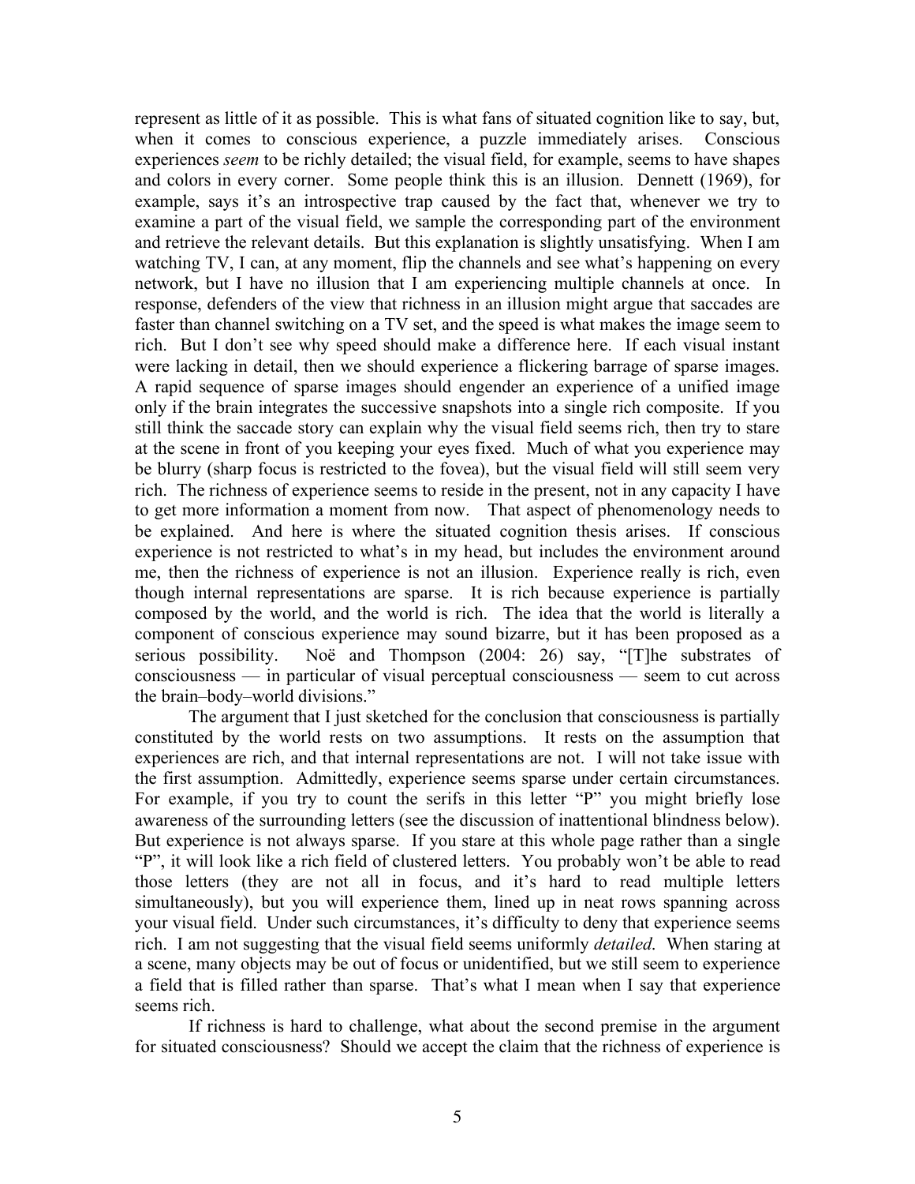represent as little of it as possible. This is what fans of situated cognition like to say, but, when it comes to conscious experience, a puzzle immediately arises. Conscious experiences *seem* to be richly detailed; the visual field, for example, seems to have shapes and colors in every corner. Some people think this is an illusion. Dennett (1969), for example, says it's an introspective trap caused by the fact that, whenever we try to examine a part of the visual field, we sample the corresponding part of the environment and retrieve the relevant details. But this explanation is slightly unsatisfying. When I am watching TV, I can, at any moment, flip the channels and see what's happening on every network, but I have no illusion that I am experiencing multiple channels at once. In response, defenders of the view that richness in an illusion might argue that saccades are faster than channel switching on a TV set, and the speed is what makes the image seem to rich. But I don't see why speed should make a difference here. If each visual instant were lacking in detail, then we should experience a flickering barrage of sparse images. A rapid sequence of sparse images should engender an experience of a unified image only if the brain integrates the successive snapshots into a single rich composite. If you still think the saccade story can explain why the visual field seems rich, then try to stare at the scene in front of you keeping your eyes fixed. Much of what you experience may be blurry (sharp focus is restricted to the fovea), but the visual field will still seem very rich. The richness of experience seems to reside in the present, not in any capacity I have to get more information a moment from now. That aspect of phenomenology needs to be explained. And here is where the situated cognition thesis arises. If conscious experience is not restricted to what's in my head, but includes the environment around me, then the richness of experience is not an illusion. Experience really is rich, even though internal representations are sparse. It is rich because experience is partially composed by the world, and the world is rich. The idea that the world is literally a component of conscious experience may sound bizarre, but it has been proposed as a serious possibility. Noë and Thompson (2004: 26) say, "[T]he substrates of consciousness — in particular of visual perceptual consciousness — seem to cut across the brain–body–world divisions."

The argument that I just sketched for the conclusion that consciousness is partially constituted by the world rests on two assumptions. It rests on the assumption that experiences are rich, and that internal representations are not. I will not take issue with the first assumption. Admittedly, experience seems sparse under certain circumstances. For example, if you try to count the serifs in this letter "P" you might briefly lose awareness of the surrounding letters (see the discussion of inattentional blindness below). But experience is not always sparse. If you stare at this whole page rather than a single "P", it will look like a rich field of clustered letters. You probably won't be able to read those letters (they are not all in focus, and it's hard to read multiple letters simultaneously), but you will experience them, lined up in neat rows spanning across your visual field. Under such circumstances, it's difficulty to deny that experience seems rich. I am not suggesting that the visual field seems uniformly *detailed.* When staring at a scene, many objects may be out of focus or unidentified, but we still seem to experience a field that is filled rather than sparse. That's what I mean when I say that experience seems rich.

If richness is hard to challenge, what about the second premise in the argument for situated consciousness? Should we accept the claim that the richness of experience is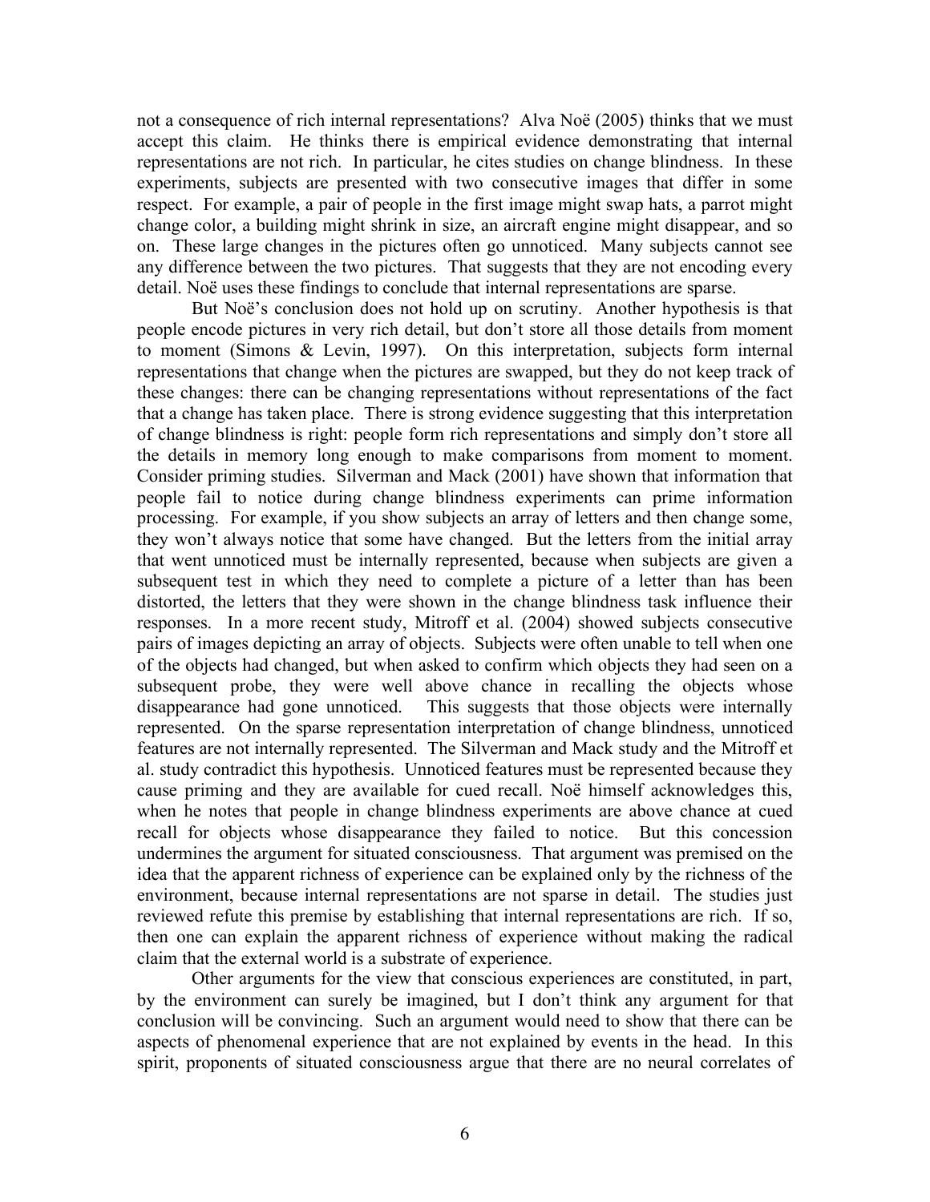not a consequence of rich internal representations? Alva Noë (2005) thinks that we must accept this claim. He thinks there is empirical evidence demonstrating that internal representations are not rich. In particular, he cites studies on change blindness. In these experiments, subjects are presented with two consecutive images that differ in some respect. For example, a pair of people in the first image might swap hats, a parrot might change color, a building might shrink in size, an aircraft engine might disappear, and so on. These large changes in the pictures often go unnoticed. Many subjects cannot see any difference between the two pictures. That suggests that they are not encoding every detail. Noë uses these findings to conclude that internal representations are sparse.

But Noë's conclusion does not hold up on scrutiny. Another hypothesis is that people encode pictures in very rich detail, but don't store all those details from moment to moment (Simons & Levin, 1997). On this interpretation, subjects form internal representations that change when the pictures are swapped, but they do not keep track of these changes: there can be changing representations without representations of the fact that a change has taken place. There is strong evidence suggesting that this interpretation of change blindness is right: people form rich representations and simply don't store all the details in memory long enough to make comparisons from moment to moment. Consider priming studies. Silverman and Mack (2001) have shown that information that people fail to notice during change blindness experiments can prime information processing. For example, if you show subjects an array of letters and then change some, they won't always notice that some have changed. But the letters from the initial array that went unnoticed must be internally represented, because when subjects are given a subsequent test in which they need to complete a picture of a letter than has been distorted, the letters that they were shown in the change blindness task influence their responses. In a more recent study, Mitroff et al. (2004) showed subjects consecutive pairs of images depicting an array of objects. Subjects were often unable to tell when one of the objects had changed, but when asked to confirm which objects they had seen on a subsequent probe, they were well above chance in recalling the objects whose disappearance had gone unnoticed. This suggests that those objects were internally represented. On the sparse representation interpretation of change blindness, unnoticed features are not internally represented. The Silverman and Mack study and the Mitroff et al. study contradict this hypothesis. Unnoticed features must be represented because they cause priming and they are available for cued recall. Noë himself acknowledges this, when he notes that people in change blindness experiments are above chance at cued recall for objects whose disappearance they failed to notice. But this concession undermines the argument for situated consciousness. That argument was premised on the idea that the apparent richness of experience can be explained only by the richness of the environment, because internal representations are not sparse in detail. The studies just reviewed refute this premise by establishing that internal representations are rich. If so, then one can explain the apparent richness of experience without making the radical claim that the external world is a substrate of experience.

Other arguments for the view that conscious experiences are constituted, in part, by the environment can surely be imagined, but I don't think any argument for that conclusion will be convincing. Such an argument would need to show that there can be aspects of phenomenal experience that are not explained by events in the head. In this spirit, proponents of situated consciousness argue that there are no neural correlates of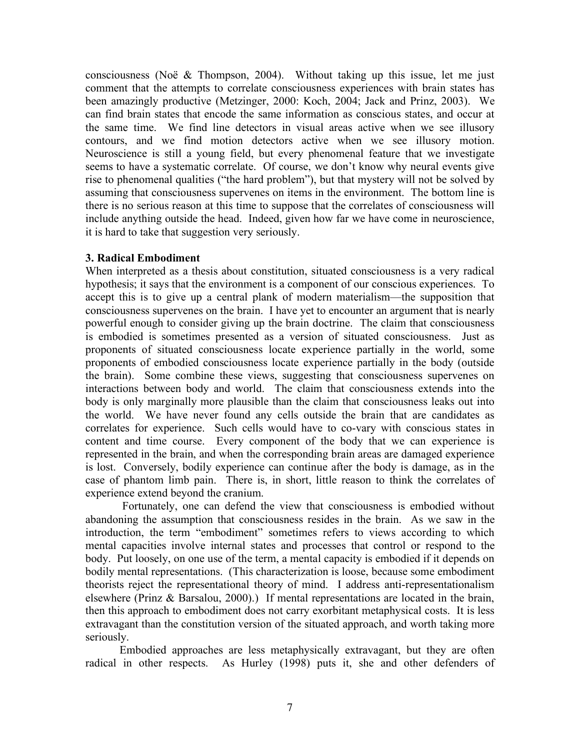consciousness (Noë & Thompson, 2004). Without taking up this issue, let me just comment that the attempts to correlate consciousness experiences with brain states has been amazingly productive (Metzinger, 2000: Koch, 2004; Jack and Prinz, 2003). We can find brain states that encode the same information as conscious states, and occur at the same time. We find line detectors in visual areas active when we see illusory contours, and we find motion detectors active when we see illusory motion. Neuroscience is still a young field, but every phenomenal feature that we investigate seems to have a systematic correlate. Of course, we don't know why neural events give rise to phenomenal qualities ("the hard problem"), but that mystery will not be solved by assuming that consciousness supervenes on items in the environment. The bottom line is there is no serious reason at this time to suppose that the correlates of consciousness will include anything outside the head. Indeed, given how far we have come in neuroscience, it is hard to take that suggestion very seriously.

### 3. Radical Embodiment

When interpreted as a thesis about constitution, situated consciousness is a very radical hypothesis; it says that the environment is a component of our conscious experiences. To accept this is to give up a central plank of modern materialism—the supposition that consciousness supervenes on the brain. I have yet to encounter an argument that is nearly powerful enough to consider giving up the brain doctrine. The claim that consciousness is embodied is sometimes presented as a version of situated consciousness. Just as proponents of situated consciousness locate experience partially in the world, some proponents of embodied consciousness locate experience partially in the body (outside the brain). Some combine these views, suggesting that consciousness supervenes on interactions between body and world. The claim that consciousness extends into the body is only marginally more plausible than the claim that consciousness leaks out into the world. We have never found any cells outside the brain that are candidates as correlates for experience. Such cells would have to co-vary with conscious states in content and time course. Every component of the body that we can experience is represented in the brain, and when the corresponding brain areas are damaged experience is lost. Conversely, bodily experience can continue after the body is damage, as in the case of phantom limb pain. There is, in short, little reason to think the correlates of experience extend beyond the cranium.

Fortunately, one can defend the view that consciousness is embodied without abandoning the assumption that consciousness resides in the brain. As we saw in the introduction, the term "embodiment" sometimes refers to views according to which mental capacities involve internal states and processes that control or respond to the body. Put loosely, on one use of the term, a mental capacity is embodied if it depends on bodily mental representations. (This characterization is loose, because some embodiment theorists reject the representational theory of mind. I address anti-representationalism elsewhere (Prinz & Barsalou, 2000).) If mental representations are located in the brain, then this approach to embodiment does not carry exorbitant metaphysical costs. It is less extravagant than the constitution version of the situated approach, and worth taking more seriously.

Embodied approaches are less metaphysically extravagant, but they are often radical in other respects. As Hurley (1998) puts it, she and other defenders of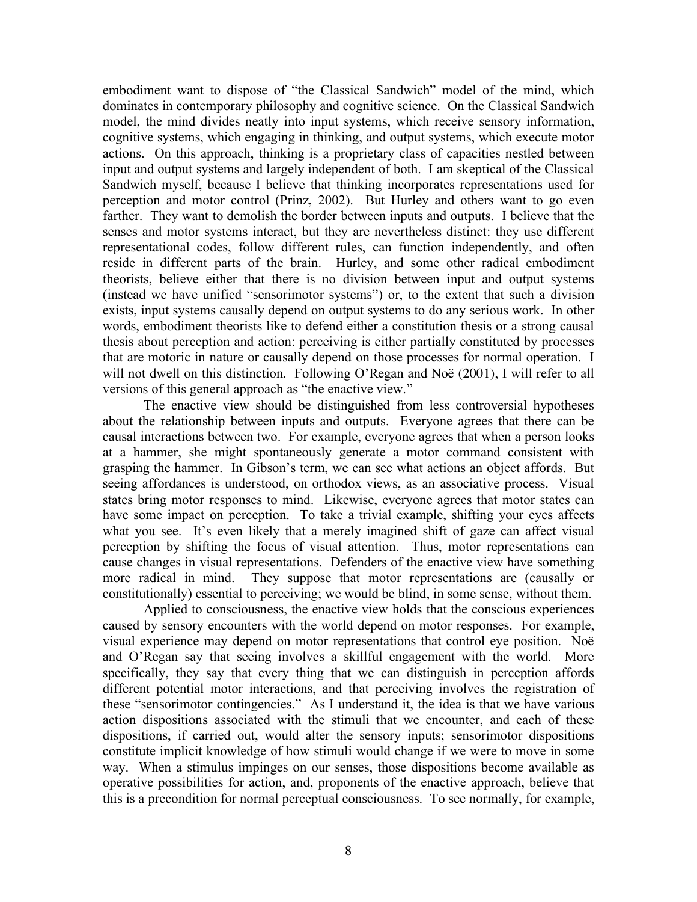embodiment want to dispose of "the Classical Sandwich" model of the mind, which dominates in contemporary philosophy and cognitive science. On the Classical Sandwich model, the mind divides neatly into input systems, which receive sensory information, cognitive systems, which engaging in thinking, and output systems, which execute motor actions. On this approach, thinking is a proprietary class of capacities nestled between input and output systems and largely independent of both. I am skeptical of the Classical Sandwich myself, because I believe that thinking incorporates representations used for perception and motor control (Prinz, 2002). But Hurley and others want to go even farther. They want to demolish the border between inputs and outputs. I believe that the senses and motor systems interact, but they are nevertheless distinct: they use different representational codes, follow different rules, can function independently, and often reside in different parts of the brain. Hurley, and some other radical embodiment theorists, believe either that there is no division between input and output systems (instead we have unified "sensorimotor systems") or, to the extent that such a division exists, input systems causally depend on output systems to do any serious work. In other words, embodiment theorists like to defend either a constitution thesis or a strong causal thesis about perception and action: perceiving is either partially constituted by processes that are motoric in nature or causally depend on those processes for normal operation. I will not dwell on this distinction. Following O'Regan and Noë (2001), I will refer to all versions of this general approach as "the enactive view."

The enactive view should be distinguished from less controversial hypotheses about the relationship between inputs and outputs. Everyone agrees that there can be causal interactions between two. For example, everyone agrees that when a person looks at a hammer, she might spontaneously generate a motor command consistent with grasping the hammer. In Gibson's term, we can see what actions an object affords. But seeing affordances is understood, on orthodox views, as an associative process. Visual states bring motor responses to mind. Likewise, everyone agrees that motor states can have some impact on perception. To take a trivial example, shifting your eyes affects what you see. It's even likely that a merely imagined shift of gaze can affect visual perception by shifting the focus of visual attention. Thus, motor representations can cause changes in visual representations. Defenders of the enactive view have something more radical in mind. They suppose that motor representations are (causally or constitutionally) essential to perceiving; we would be blind, in some sense, without them.

Applied to consciousness, the enactive view holds that the conscious experiences caused by sensory encounters with the world depend on motor responses. For example, visual experience may depend on motor representations that control eye position. Noë and O'Regan say that seeing involves a skillful engagement with the world. More specifically, they say that every thing that we can distinguish in perception affords different potential motor interactions, and that perceiving involves the registration of these "sensorimotor contingencies." As I understand it, the idea is that we have various action dispositions associated with the stimuli that we encounter, and each of these dispositions, if carried out, would alter the sensory inputs; sensorimotor dispositions constitute implicit knowledge of how stimuli would change if we were to move in some way. When a stimulus impinges on our senses, those dispositions become available as operative possibilities for action, and, proponents of the enactive approach, believe that this is a precondition for normal perceptual consciousness. To see normally, for example,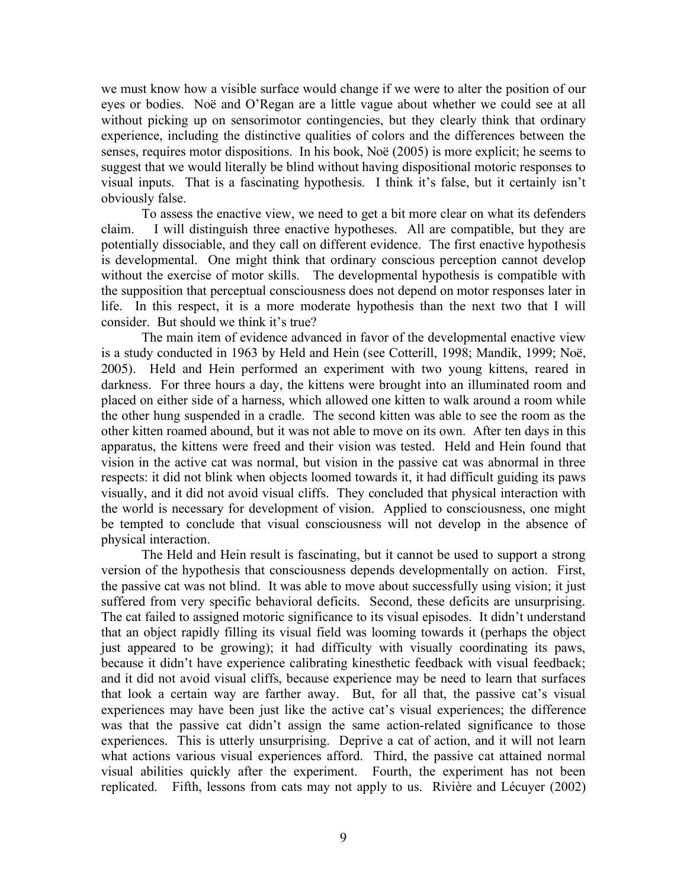we must know how a visible surface would change if we were to alter the position of our eyes or bodies. Noë and O'Regan are a little vague about whether we could see at all without picking up on sensorimotor contingencies, but they clearly think that ordinary experience, including the distinctive qualities of colors and the differences between the senses, requires motor dispositions. In his book, Noë (2005) is more explicit; he seems to suggest that we would literally be blind without having dispositional motoric responses to visual inputs. That is a fascinating hypothesis. I think it's false, but it certainly isn't obviously false.

To assess the enactive view, we need to get a bit more clear on what its defenders claim. I will distinguish three enactive hypotheses. All are compatible, but they are potentially dissociable, and they call on different evidence. The first enactive hypothesis is developmental. One might think that ordinary conscious perception cannot develop without the exercise of motor skills. The developmental hypothesis is compatible with the supposition that perceptual consciousness does not depend on motor responses later in life. In this respect, it is a more moderate hypothesis than the next two that I will consider. But should we think it's true?

The main item of evidence advanced in favor of the developmental enactive view is a study conducted in 1963 by Held and Hein (see Cotterill, 1998; Mandik, 1999; Noë, 2005). Held and Hein performed an experiment with two young kittens, reared in darkness. For three hours a day, the kittens were brought into an illuminated room and placed on either side of a harness, which allowed one kitten to walk around a room while the other hung suspended in a cradle. The second kitten was able to see the room as the other kitten roamed abound, but it was not able to move on its own. After ten days in this apparatus, the kittens were freed and their vision was tested. Held and Hein found that vision in the active cat was normal, but vision in the passive cat was abnormal in three respects: it did not blink when objects loomed towards it, it had difficult guiding its paws visually, and it did not avoid visual cliffs. They concluded that physical interaction with the world is necessary for development of vision. Applied to consciousness, one might be tempted to conclude that visual consciousness will not develop in the absence of physical interaction.

The Held and Hein result is fascinating, but it cannot be used to support a strong version of the hypothesis that consciousness depends developmentally on action. First, the passive cat was not blind. It was able to move about successfully using vision; it just suffered from very specific behavioral deficits. Second, these deficits are unsurprising. The cat failed to assigned motoric significance to its visual episodes. It didn't understand that an object rapidly filling its visual field was looming towards it (perhaps the object just appeared to be growing); it had difficulty with visually coordinating its paws, because it didn't have experience calibrating kinesthetic feedback with visual feedback; and it did not avoid visual cliffs, because experience may be need to learn that surfaces that look a certain way are farther away. But, for all that, the passive cat's visual experiences may have been just like the active cat's visual experiences; the difference was that the passive cat didn't assign the same action-related significance to those experiences. This is utterly unsurprising. Deprive a cat of action, and it will not learn what actions various visual experiences afford. Third, the passive cat attained normal visual abilities quickly after the experiment. Fourth, the experiment has not been replicated. Fifth, lessons from cats may not apply to us. Rivière and Lécuyer (2002)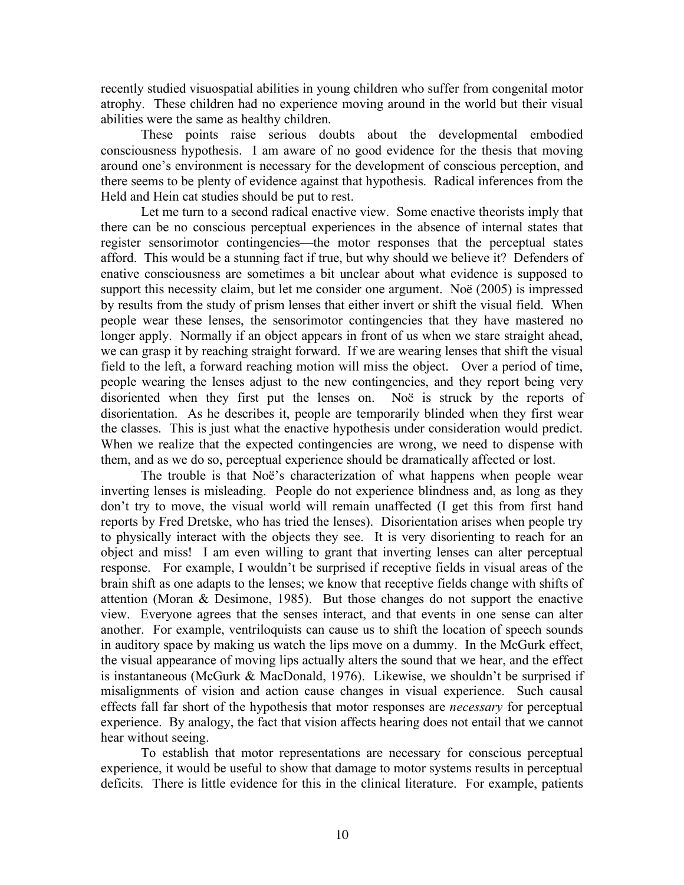recently studied visuospatial abilities in young children who suffer from congenital motor atrophy. These children had no experience moving around in the world but their visual abilities were the same as healthy children.

These points raise serious doubts about the developmental embodied consciousness hypothesis. I am aware of no good evidence for the thesis that moving around one's environment is necessary for the development of conscious perception, and there seems to be plenty of evidence against that hypothesis. Radical inferences from the Held and Hein cat studies should be put to rest.

Let me turn to a second radical enactive view. Some enactive theorists imply that there can be no conscious perceptual experiences in the absence of internal states that register sensorimotor contingencies—the motor responses that the perceptual states afford. This would be a stunning fact if true, but why should we believe it? Defenders of enative consciousness are sometimes a bit unclear about what evidence is supposed to support this necessity claim, but let me consider one argument. Noë (2005) is impressed by results from the study of prism lenses that either invert or shift the visual field. When people wear these lenses, the sensorimotor contingencies that they have mastered no longer apply. Normally if an object appears in front of us when we stare straight ahead, we can grasp it by reaching straight forward. If we are wearing lenses that shift the visual field to the left, a forward reaching motion will miss the object. Over a period of time, people wearing the lenses adjust to the new contingencies, and they report being very disoriented when they first put the lenses on. Noë is struck by the reports of disorientation. As he describes it, people are temporarily blinded when they first wear the classes. This is just what the enactive hypothesis under consideration would predict. When we realize that the expected contingencies are wrong, we need to dispense with them, and as we do so, perceptual experience should be dramatically affected or lost.

The trouble is that Noë's characterization of what happens when people wear inverting lenses is misleading. People do not experience blindness and, as long as they don't try to move, the visual world will remain unaffected (I get this from first hand reports by Fred Dretske, who has tried the lenses). Disorientation arises when people try to physically interact with the objects they see. It is very disorienting to reach for an object and miss! I am even willing to grant that inverting lenses can alter perceptual response. For example, I wouldn't be surprised if receptive fields in visual areas of the brain shift as one adapts to the lenses; we know that receptive fields change with shifts of attention (Moran & Desimone, 1985). But those changes do not support the enactive view. Everyone agrees that the senses interact, and that events in one sense can alter another. For example, ventriloquists can cause us to shift the location of speech sounds in auditory space by making us watch the lips move on a dummy. In the McGurk effect, the visual appearance of moving lips actually alters the sound that we hear, and the effect is instantaneous (McGurk & MacDonald, 1976). Likewise, we shouldn't be surprised if misalignments of vision and action cause changes in visual experience. Such causal effects fall far short of the hypothesis that motor responses are *necessary* for perceptual experience. By analogy, the fact that vision affects hearing does not entail that we cannot hear without seeing.

To establish that motor representations are necessary for conscious perceptual experience, it would be useful to show that damage to motor systems results in perceptual deficits. There is little evidence for this in the clinical literature. For example, patients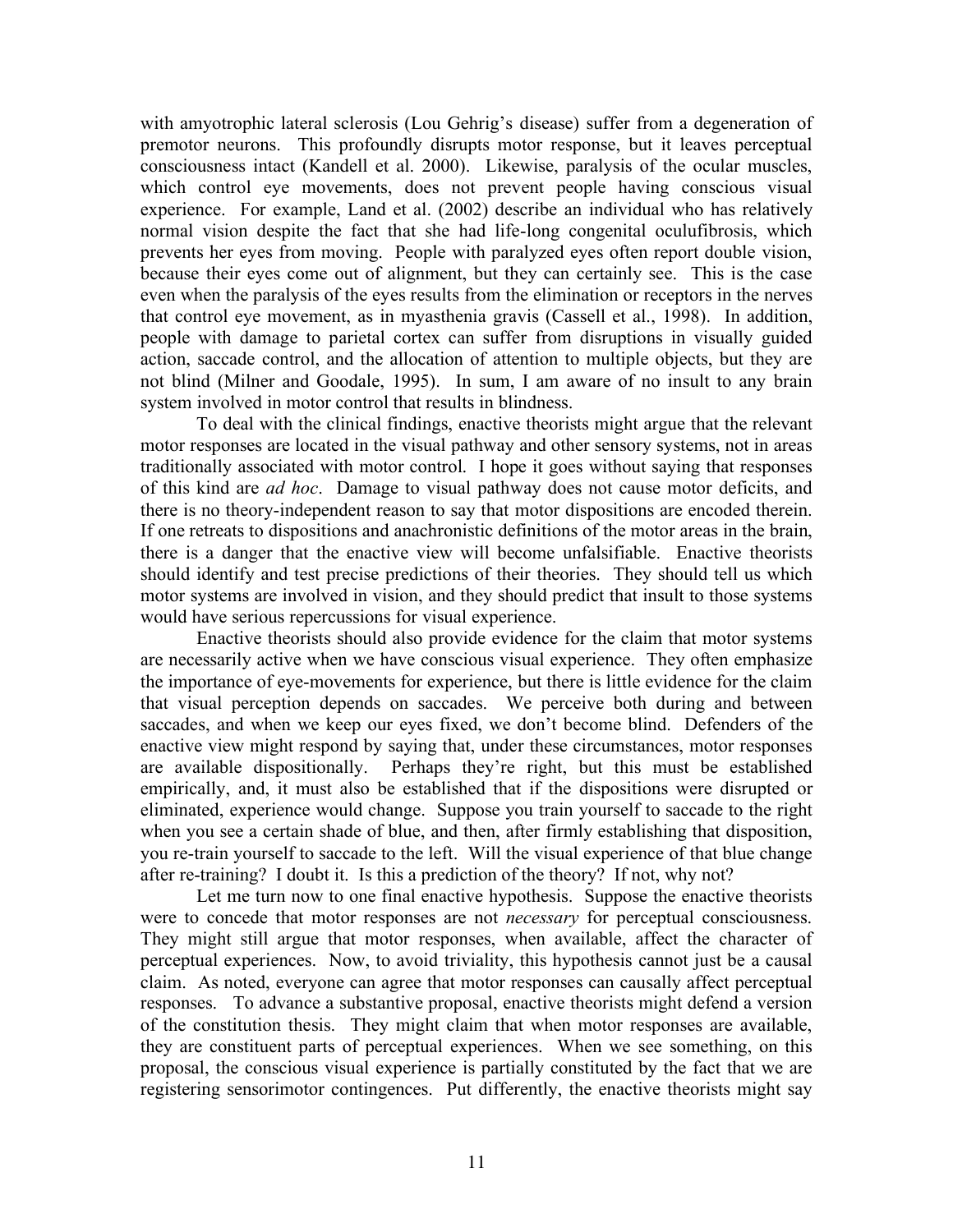with amyotrophic lateral sclerosis (Lou Gehrig's disease) suffer from a degeneration of premotor neurons. This profoundly disrupts motor response, but it leaves perceptual consciousness intact (Kandell et al. 2000). Likewise, paralysis of the ocular muscles, which control eye movements, does not prevent people having conscious visual experience. For example, Land et al. (2002) describe an individual who has relatively normal vision despite the fact that she had life-long congenital oculufibrosis, which prevents her eyes from moving. People with paralyzed eyes often report double vision, because their eyes come out of alignment, but they can certainly see. This is the case even when the paralysis of the eyes results from the elimination or receptors in the nerves that control eye movement, as in myasthenia gravis (Cassell et al., 1998). In addition, people with damage to parietal cortex can suffer from disruptions in visually guided action, saccade control, and the allocation of attention to multiple objects, but they are not blind (Milner and Goodale, 1995). In sum, I am aware of no insult to any brain system involved in motor control that results in blindness.

To deal with the clinical findings, enactive theorists might argue that the relevant motor responses are located in the visual pathway and other sensory systems, not in areas traditionally associated with motor control. I hope it goes without saying that responses of this kind are *ad hoc*. Damage to visual pathway does not cause motor deficits, and there is no theory-independent reason to say that motor dispositions are encoded therein. If one retreats to dispositions and anachronistic definitions of the motor areas in the brain, there is a danger that the enactive view will become unfalsifiable. Enactive theorists should identify and test precise predictions of their theories. They should tell us which motor systems are involved in vision, and they should predict that insult to those systems would have serious repercussions for visual experience.

Enactive theorists should also provide evidence for the claim that motor systems are necessarily active when we have conscious visual experience. They often emphasize the importance of eye-movements for experience, but there is little evidence for the claim that visual perception depends on saccades. We perceive both during and between saccades, and when we keep our eyes fixed, we don't become blind. Defenders of the enactive view might respond by saying that, under these circumstances, motor responses are available dispositionally. Perhaps they're right, but this must be established empirically, and, it must also be established that if the dispositions were disrupted or eliminated, experience would change. Suppose you train yourself to saccade to the right when you see a certain shade of blue, and then, after firmly establishing that disposition, you re-train yourself to saccade to the left. Will the visual experience of that blue change after re-training? I doubt it. Is this a prediction of the theory? If not, why not?

Let me turn now to one final enactive hypothesis. Suppose the enactive theorists were to concede that motor responses are not *necessary* for perceptual consciousness. They might still argue that motor responses, when available, affect the character of perceptual experiences. Now, to avoid triviality, this hypothesis cannot just be a causal claim. As noted, everyone can agree that motor responses can causally affect perceptual responses. To advance a substantive proposal, enactive theorists might defend a version of the constitution thesis. They might claim that when motor responses are available, they are constituent parts of perceptual experiences. When we see something, on this proposal, the conscious visual experience is partially constituted by the fact that we are registering sensorimotor contingences. Put differently, the enactive theorists might say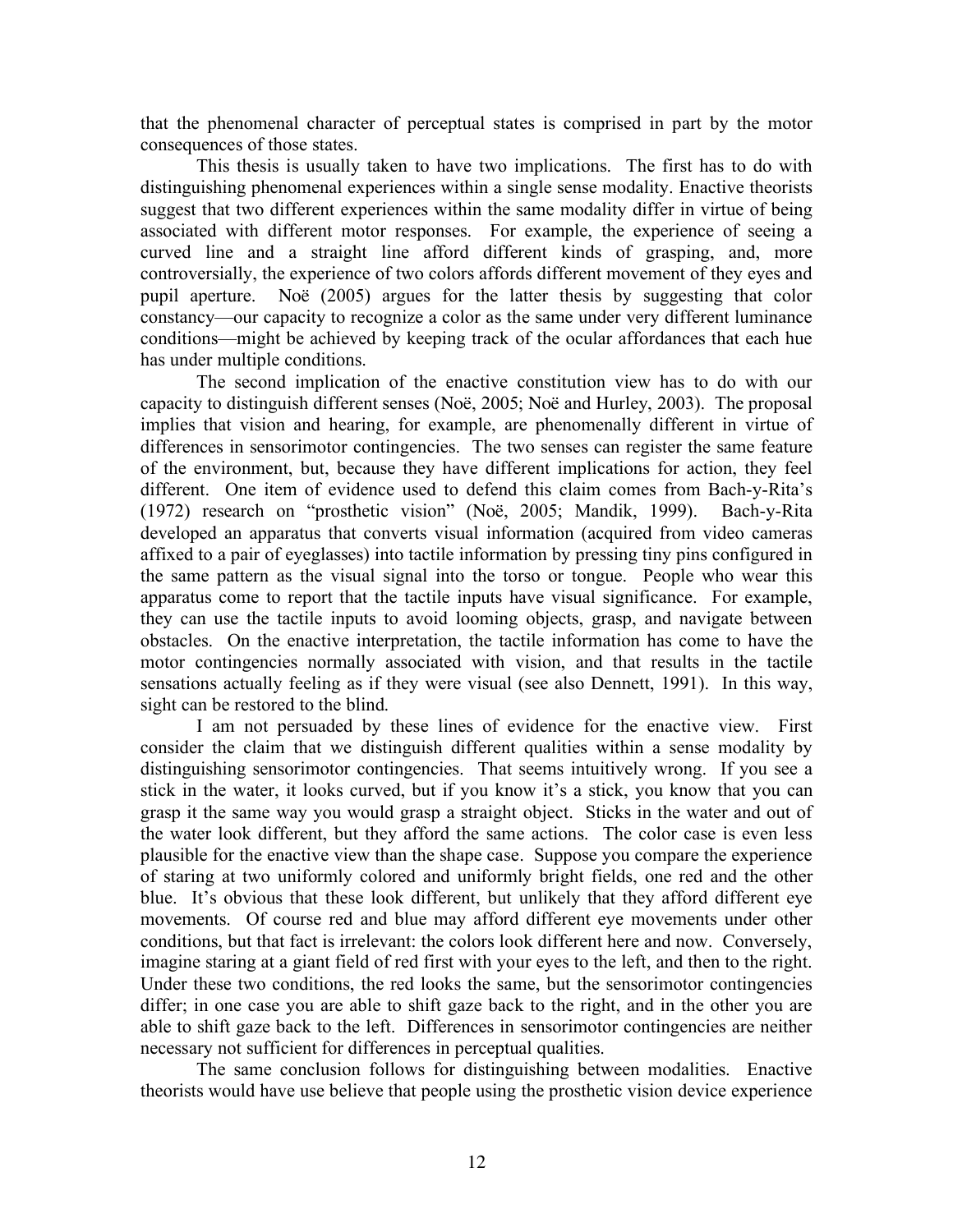that the phenomenal character of perceptual states is comprised in part by the motor consequences of those states.

This thesis is usually taken to have two implications. The first has to do with distinguishing phenomenal experiences within a single sense modality. Enactive theorists suggest that two different experiences within the same modality differ in virtue of being associated with different motor responses. For example, the experience of seeing a curved line and a straight line afford different kinds of grasping, and, more controversially, the experience of two colors affords different movement of they eyes and pupil aperture. Noë (2005) argues for the latter thesis by suggesting that color constancy—our capacity to recognize a color as the same under very different luminance conditions—might be achieved by keeping track of the ocular affordances that each hue has under multiple conditions.

The second implication of the enactive constitution view has to do with our capacity to distinguish different senses (Noë, 2005; Noë and Hurley, 2003). The proposal implies that vision and hearing, for example, are phenomenally different in virtue of differences in sensorimotor contingencies. The two senses can register the same feature of the environment, but, because they have different implications for action, they feel different. One item of evidence used to defend this claim comes from Bach-y-Rita's (1972) research on "prosthetic vision" (Noë, 2005; Mandik, 1999). Bach-y-Rita developed an apparatus that converts visual information (acquired from video cameras affixed to a pair of eyeglasses) into tactile information by pressing tiny pins configured in the same pattern as the visual signal into the torso or tongue. People who wear this apparatus come to report that the tactile inputs have visual significance. For example, they can use the tactile inputs to avoid looming objects, grasp, and navigate between obstacles. On the enactive interpretation, the tactile information has come to have the motor contingencies normally associated with vision, and that results in the tactile sensations actually feeling as if they were visual (see also Dennett, 1991). In this way, sight can be restored to the blind.

I am not persuaded by these lines of evidence for the enactive view. First consider the claim that we distinguish different qualities within a sense modality by distinguishing sensorimotor contingencies. That seems intuitively wrong. If you see a stick in the water, it looks curved, but if you know it's a stick, you know that you can grasp it the same way you would grasp a straight object. Sticks in the water and out of the water look different, but they afford the same actions. The color case is even less plausible for the enactive view than the shape case. Suppose you compare the experience of staring at two uniformly colored and uniformly bright fields, one red and the other blue. It's obvious that these look different, but unlikely that they afford different eye movements. Of course red and blue may afford different eye movements under other conditions, but that fact is irrelevant: the colors look different here and now. Conversely, imagine staring at a giant field of red first with your eyes to the left, and then to the right. Under these two conditions, the red looks the same, but the sensorimotor contingencies differ; in one case you are able to shift gaze back to the right, and in the other you are able to shift gaze back to the left. Differences in sensorimotor contingencies are neither necessary not sufficient for differences in perceptual qualities.

The same conclusion follows for distinguishing between modalities. Enactive theorists would have use believe that people using the prosthetic vision device experience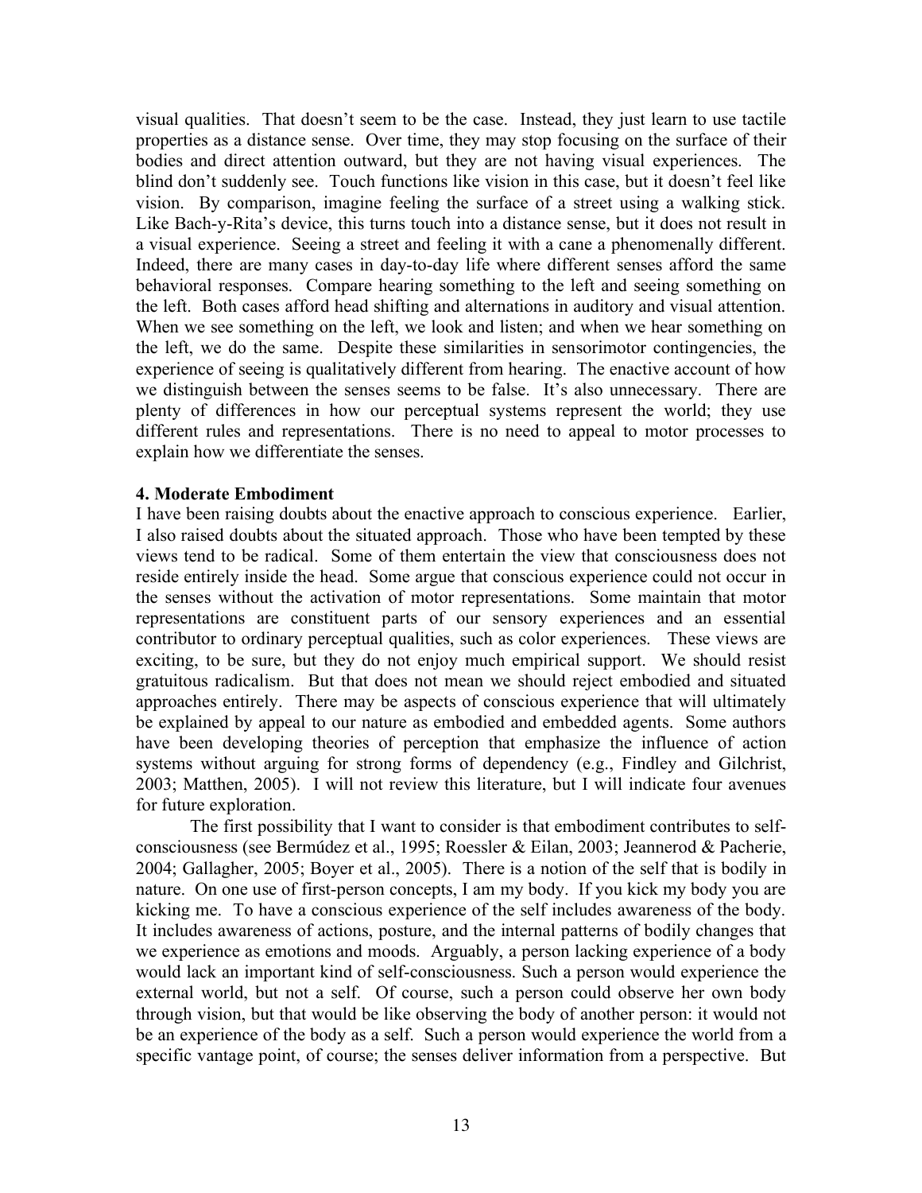visual qualities. That doesn't seem to be the case. Instead, they just learn to use tactile properties as a distance sense. Over time, they may stop focusing on the surface of their bodies and direct attention outward, but they are not having visual experiences. The blind don't suddenly see. Touch functions like vision in this case, but it doesn't feel like vision. By comparison, imagine feeling the surface of a street using a walking stick. Like Bach-y-Rita's device, this turns touch into a distance sense, but it does not result in a visual experience. Seeing a street and feeling it with a cane a phenomenally different. Indeed, there are many cases in day-to-day life where different senses afford the same behavioral responses. Compare hearing something to the left and seeing something on the left. Both cases afford head shifting and alternations in auditory and visual attention. When we see something on the left, we look and listen; and when we hear something on the left, we do the same. Despite these similarities in sensorimotor contingencies, the experience of seeing is qualitatively different from hearing. The enactive account of how we distinguish between the senses seems to be false. It's also unnecessary. There are plenty of differences in how our perceptual systems represent the world; they use different rules and representations. There is no need to appeal to motor processes to explain how we differentiate the senses.

## 4. Moderate Embodiment

I have been raising doubts about the enactive approach to conscious experience. Earlier, I also raised doubts about the situated approach. Those who have been tempted by these views tend to be radical. Some of them entertain the view that consciousness does not reside entirely inside the head. Some argue that conscious experience could not occur in the senses without the activation of motor representations. Some maintain that motor representations are constituent parts of our sensory experiences and an essential contributor to ordinary perceptual qualities, such as color experiences. These views are exciting, to be sure, but they do not enjoy much empirical support. We should resist gratuitous radicalism. But that does not mean we should reject embodied and situated approaches entirely. There may be aspects of conscious experience that will ultimately be explained by appeal to our nature as embodied and embedded agents. Some authors have been developing theories of perception that emphasize the influence of action systems without arguing for strong forms of dependency (e.g., Findley and Gilchrist, 2003; Matthen, 2005). I will not review this literature, but I will indicate four avenues for future exploration.

The first possibility that I want to consider is that embodiment contributes to self-consciousness (see Bermúdez et al., 1995; Roessler & Eilan, 2003; Jeannerod & Pacherie, 2004; Gallagher, 2005; Boyer et al., 2005). There is a notion of the self that is bodily in nature. On one use of first-person concepts, I am my body. If you kick my body you are kicking me. To have a conscious experience of the self includes awareness of the body. It includes awareness of actions, posture, and the internal patterns of bodily changes that we experience as emotions and moods. Arguably, a person lacking experience of a body would lack an important kind of self-consciousness. Such a person would experience the external world, but not a self. Of course, such a person could observe her own body through vision, but that would be like observing the body of another person: it would not be an experience of the body as a self. Such a person would experience the world from a specific vantage point, of course; the senses deliver information from a perspective. But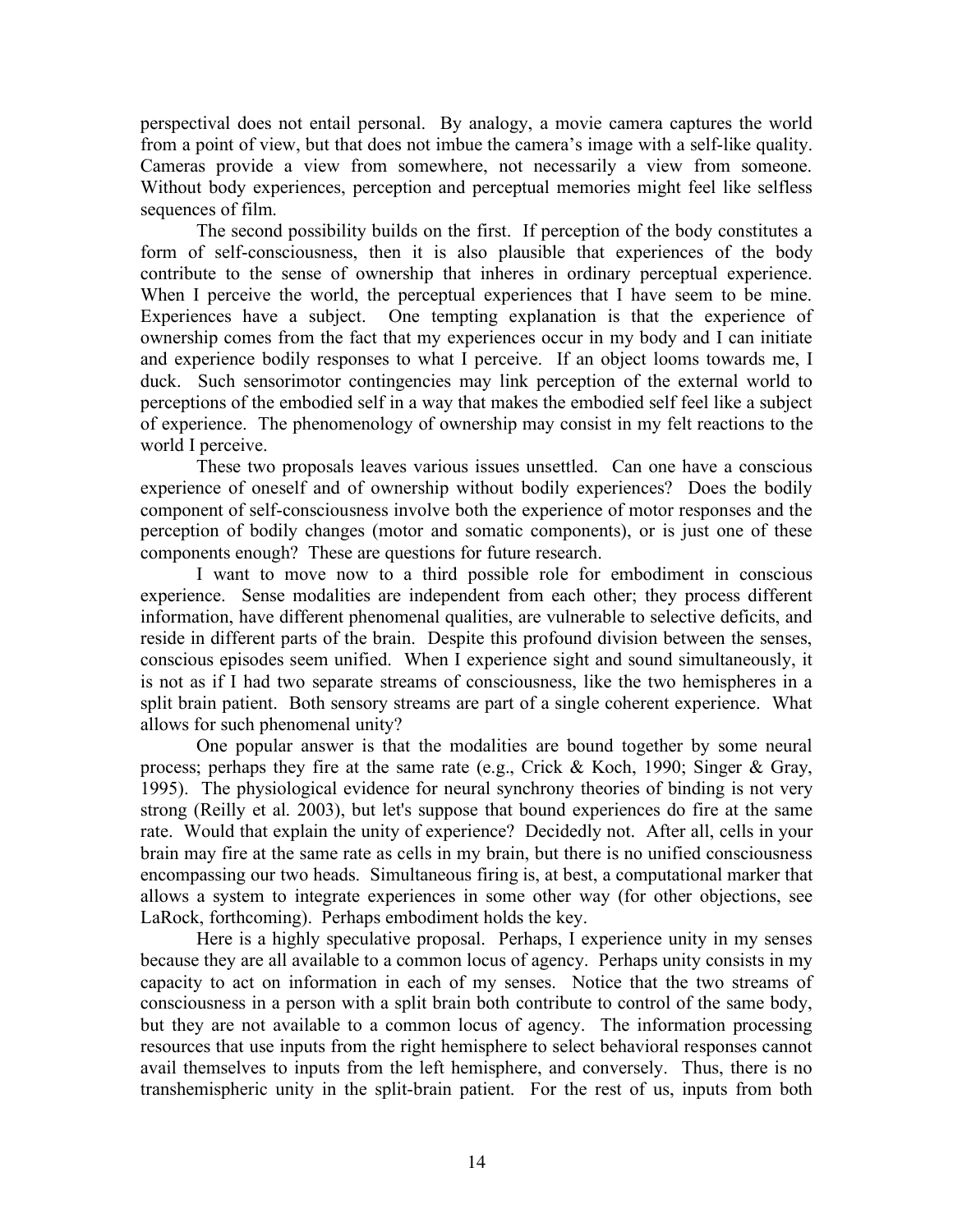perspectival does not entail personal. By analogy, a movie camera captures the world from a point of view, but that does not imbue the camera's image with a self-like quality. Cameras provide a view from somewhere, not necessarily a view from someone. Without body experiences, perception and perceptual memories might feel like selfless sequences of film.

The second possibility builds on the first. If perception of the body constitutes a form of self-consciousness, then it is also plausible that experiences of the body contribute to the sense of ownership that inheres in ordinary perceptual experience. When I perceive the world, the perceptual experiences that I have seem to be mine. Experiences have a subject. One tempting explanation is that the experience of ownership comes from the fact that my experiences occur in my body and I can initiate and experience bodily responses to what I perceive. If an object looms towards me, I duck. Such sensorimotor contingencies may link perception of the external world to perceptions of the embodied self in a way that makes the embodied self feel like a subject of experience. The phenomenology of ownership may consist in my felt reactions to the world I perceive.

These two proposals leaves various issues unsettled. Can one have a conscious experience of oneself and of ownership without bodily experiences? Does the bodily component of self-consciousness involve both the experience of motor responses and the perception of bodily changes (motor and somatic components), or is just one of these components enough? These are questions for future research.

I want to move now to a third possible role for embodiment in conscious experience. Sense modalities are independent from each other; they process different information, have different phenomenal qualities, are vulnerable to selective deficits, and reside in different parts of the brain. Despite this profound division between the senses, conscious episodes seem unified. When I experience sight and sound simultaneously, it is not as if I had two separate streams of consciousness, like the two hemispheres in a split brain patient. Both sensory streams are part of a single coherent experience. What allows for such phenomenal unity?

One popular answer is that the modalities are bound together by some neural process; perhaps they fire at the same rate (e.g., Crick & Koch, 1990; Singer & Gray, 1995). The physiological evidence for neural synchrony theories of binding is not very strong (Reilly et al. 2003), but let's suppose that bound experiences do fire at the same rate. Would that explain the unity of experience? Decidedly not. After all, cells in your brain may fire at the same rate as cells in my brain, but there is no unified consciousness encompassing our two heads. Simultaneous firing is, at best, a computational marker that allows a system to integrate experiences in some other way (for other objections, see LaRock, forthcoming). Perhaps embodiment holds the key.

Here is a highly speculative proposal. Perhaps, I experience unity in my senses because they are all available to a common locus of agency. Perhaps unity consists in my capacity to act on information in each of my senses. Notice that the two streams of consciousness in a person with a split brain both contribute to control of the same body, but they are not available to a common locus of agency. The information processing resources that use inputs from the right hemisphere to select behavioral responses cannot avail themselves to inputs from the left hemisphere, and conversely. Thus, there is no transhemispheric unity in the split-brain patient. For the rest of us, inputs from both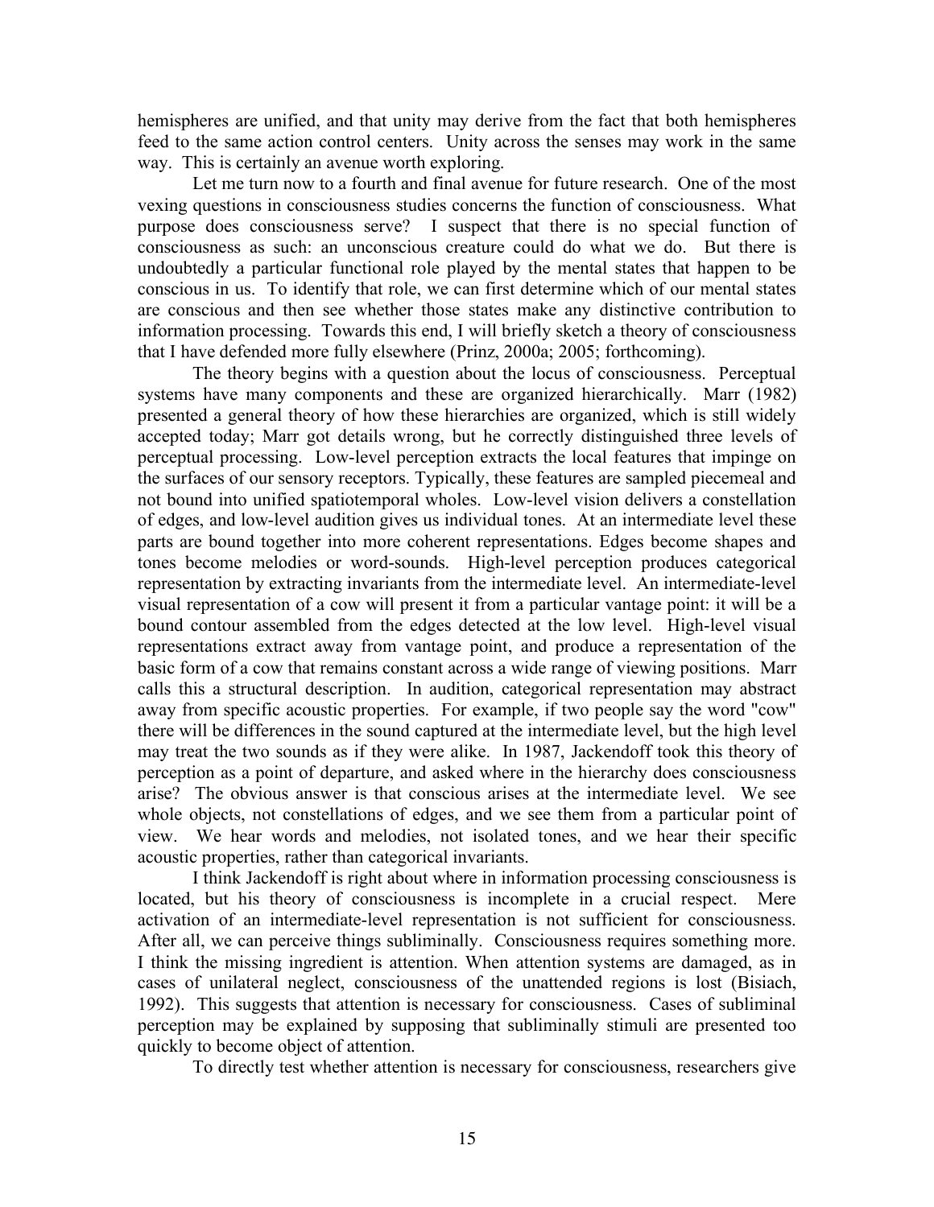hemispheres are unified, and that unity may derive from the fact that both hemispheres feed to the same action control centers. Unity across the senses may work in the same way. This is certainly an avenue worth exploring.

Let me turn now to a fourth and final avenue for future research. One of the most vexing questions in consciousness studies concerns the function of consciousness. What purpose does consciousness serve? I suspect that there is no special function of consciousness as such: an unconscious creature could do what we do. But there is undoubtedly a particular functional role played by the mental states that happen to be conscious in us. To identify that role, we can first determine which of our mental states are conscious and then see whether those states make any distinctive contribution to information processing. Towards this end, I will briefly sketch a theory of consciousness that I have defended more fully elsewhere (Prinz, 2000a; 2005; forthcoming).

The theory begins with a question about the locus of consciousness. Perceptual systems have many components and these are organized hierarchically. Marr (1982) presented a general theory of how these hierarchies are organized, which is still widely accepted today; Marr got details wrong, but he correctly distinguished three levels of perceptual processing. Low-level perception extracts the local features that impinge on the surfaces of our sensory receptors. Typically, these features are sampled piecemeal and not bound into unified spatiotemporal wholes. Low-level vision delivers a constellation of edges, and low-level audition gives us individual tones. At an intermediate level these parts are bound together into more coherent representations. Edges become shapes and tones become melodies or word-sounds. High-level perception produces categorical representation by extracting invariants from the intermediate level. An intermediate-level visual representation of a cow will present it from a particular vantage point: it will be a bound contour assembled from the edges detected at the low level. High-level visual representations extract away from vantage point, and produce a representation of the basic form of a cow that remains constant across a wide range of viewing positions. Marr calls this a structural description. In audition, categorical representation may abstract away from specific acoustic properties. For example, if two people say the word "cow" there will be differences in the sound captured at the intermediate level, but the high level may treat the two sounds as if they were alike. In 1987, Jackendoff took this theory of perception as a point of departure, and asked where in the hierarchy does consciousness arise? The obvious answer is that conscious arises at the intermediate level. We see whole objects, not constellations of edges, and we see them from a particular point of view. We hear words and melodies, not isolated tones, and we hear their specific acoustic properties, rather than categorical invariants.

I think Jackendoff is right about where in information processing consciousness is located, but his theory of consciousness is incomplete in a crucial respect. Mere activation of an intermediate-level representation is not sufficient for consciousness. After all, we can perceive things subliminally. Consciousness requires something more. I think the missing ingredient is attention. When attention systems are damaged, as in cases of unilateral neglect, consciousness of the unattended regions is lost (Bisiach, 1992). This suggests that attention is necessary for consciousness. Cases of subliminal perception may be explained by supposing that subliminally stimuli are presented too quickly to become object of attention.

To directly test whether attention is necessary for consciousness, researchers give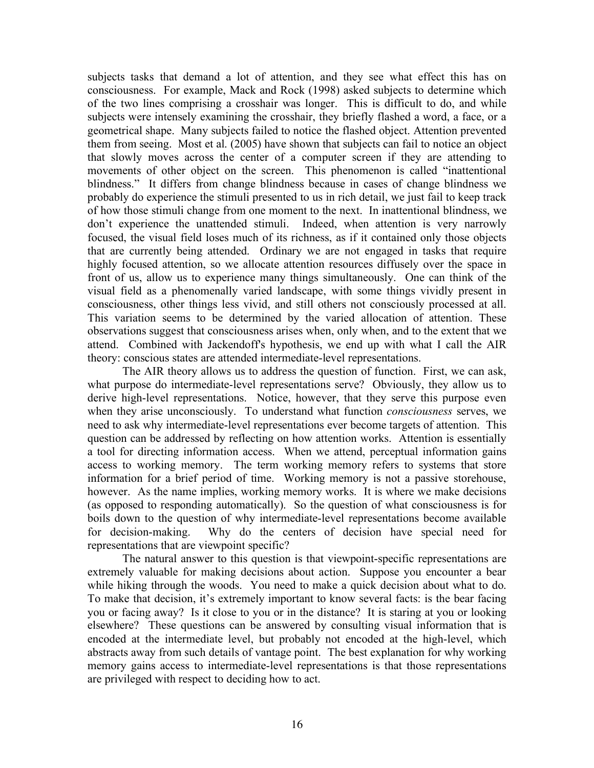subjects tasks that demand a lot of attention, and they see what effect this has on consciousness. For example, Mack and Rock (1998) asked subjects to determine which of the two lines comprising a crosshair was longer. This is difficult to do, and while subjects were intensely examining the crosshair, they briefly flashed a word, a face, or a geometrical shape. Many subjects failed to notice the flashed object. Attention prevented them from seeing. Most et al. (2005) have shown that subjects can fail to notice an object that slowly moves across the center of a computer screen if they are attending to movements of other object on the screen. This phenomenon is called "inattentional blindness." It differs from change blindness because in cases of change blindness we probably do experience the stimuli presented to us in rich detail, we just fail to keep track of how those stimuli change from one moment to the next. In inattentional blindness, we don't experience the unattended stimuli. Indeed, when attention is very narrowly focused, the visual field loses much of its richness, as if it contained only those objects that are currently being attended. Ordinary we are not engaged in tasks that require highly focused attention, so we allocate attention resources diffusely over the space in front of us, allow us to experience many things simultaneously. One can think of the visual field as a phenomenally varied landscape, with some things vividly present in consciousness, other things less vivid, and still others not consciously processed at all. This variation seems to be determined by the varied allocation of attention. These observations suggest that consciousness arises when, only when, and to the extent that we attend. Combined with Jackendoff's hypothesis, we end up with what I call the AIR theory: conscious states are attended intermediate-level representations.

The AIR theory allows us to address the question of function. First, we can ask, what purpose do intermediate-level representations serve? Obviously, they allow us to derive high-level representations. Notice, however, that they serve this purpose even when they arise unconsciously. To understand what function *consciousness* serves, we need to ask why intermediate-level representations ever become targets of attention. This question can be addressed by reflecting on how attention works. Attention is essentially a tool for directing information access. When we attend, perceptual information gains access to working memory. The term working memory refers to systems that store information for a brief period of time. Working memory is not a passive storehouse, however. As the name implies, working memory works. It is where we make decisions (as opposed to responding automatically). So the question of what consciousness is for boils down to the question of why intermediate-level representations become available for decision-making. Why do the centers of decision have special need for representations that are viewpoint specific?

The natural answer to this question is that viewpoint-specific representations are extremely valuable for making decisions about action. Suppose you encounter a bear while hiking through the woods. You need to make a quick decision about what to do. To make that decision, it's extremely important to know several facts: is the bear facing you or facing away? Is it close to you or in the distance? It is staring at you or looking elsewhere? These questions can be answered by consulting visual information that is encoded at the intermediate level, but probably not encoded at the high-level, which abstracts away from such details of vantage point. The best explanation for why working memory gains access to intermediate-level representations is that those representations are privileged with respect to deciding how to act.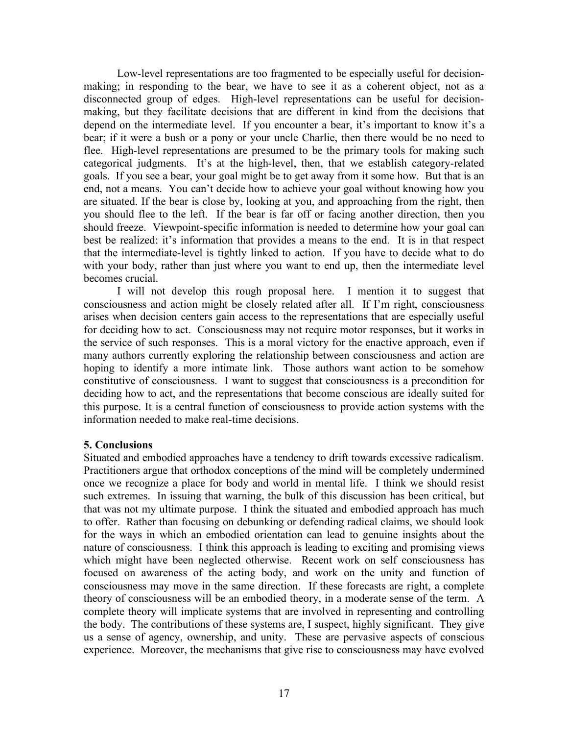Low-level representations are too fragmented to be especially useful for decision-making; in responding to the bear, we have to see it as a coherent object, not as a disconnected group of edges. High-level representations can be useful for decision-making, but they facilitate decisions that are different in kind from the decisions that depend on the intermediate level. If you encounter a bear, it's important to know it's a bear; if it were a bush or a pony or your uncle Charlie, then there would be no need to flee. High-level representations are presumed to be the primary tools for making such categorical judgments. It's at the high-level, then, that we establish category-related goals. If you see a bear, your goal might be to get away from it some how. But that is an end, not a means. You can't decide how to achieve your goal without knowing how you are situated. If the bear is close by, looking at you, and approaching from the right, then you should flee to the left. If the bear is far off or facing another direction, then you should freeze. Viewpoint-specific information is needed to determine how your goal can best be realized: it's information that provides a means to the end. It is in that respect that the intermediate-level is tightly linked to action. If you have to decide what to do with your body, rather than just where you want to end up, then the intermediate level becomes crucial.

I will not develop this rough proposal here. I mention it to suggest that consciousness and action might be closely related after all. If I'm right, consciousness arises when decision centers gain access to the representations that are especially useful for deciding how to act. Consciousness may not require motor responses, but it works in the service of such responses. This is a moral victory for the enactive approach, even if many authors currently exploring the relationship between consciousness and action are hoping to identify a more intimate link. Those authors want action to be somehow constitutive of consciousness. I want to suggest that consciousness is a precondition for deciding how to act, and the representations that become conscious are ideally suited for this purpose. It is a central function of consciousness to provide action systems with the information needed to make real-time decisions.

## 5. Conclusions

Situated and embodied approaches have a tendency to drift towards excessive radicalism. Practitioners argue that orthodox conceptions of the mind will be completely undermined once we recognize a place for body and world in mental life. I think we should resist such extremes. In issuing that warning, the bulk of this discussion has been critical, but that was not my ultimate purpose. I think the situated and embodied approach has much to offer. Rather than focusing on debunking or defending radical claims, we should look for the ways in which an embodied orientation can lead to genuine insights about the nature of consciousness. I think this approach is leading to exciting and promising views which might have been neglected otherwise. Recent work on self consciousness has focused on awareness of the acting body, and work on the unity and function of consciousness may move in the same direction. If these forecasts are right, a complete theory of consciousness will be an embodied theory, in a moderate sense of the term. A complete theory will implicate systems that are involved in representing and controlling the body. The contributions of these systems are, I suspect, highly significant. They give us a sense of agency, ownership, and unity. These are pervasive aspects of conscious experience. Moreover, the mechanisms that give rise to consciousness may have evolved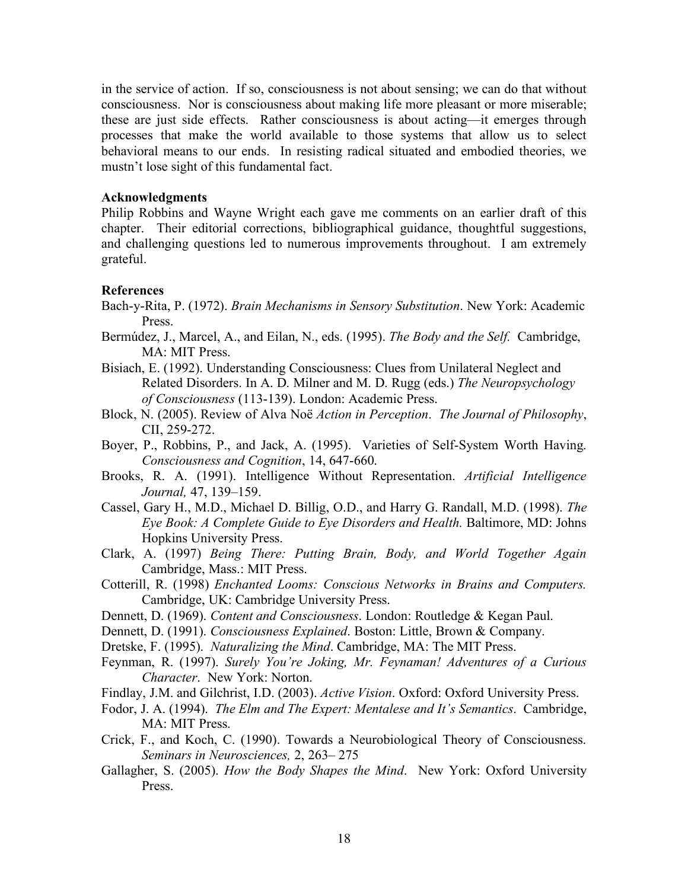in the service of action. If so, consciousness is not about sensing; we can do that without consciousness. Nor is consciousness about making life more pleasant or more miserable; these are just side effects. Rather consciousness is about acting—it emerges through processes that make the world available to those systems that allow us to select behavioral means to our ends. In resisting radical situated and embodied theories, we mustn't lose sight of this fundamental fact.

**Acknowledgments**

Philip Robbins and Wayne Wright each gave me comments on an earlier draft of this chapter. Their editorial corrections, bibliographical guidance, thoughtful suggestions, and challenging questions led to numerous improvements throughout. I am extremely grateful.

**References**

Bach-y-Rita, P. (1972). *Brain Mechanisms in Sensory Substitution*. New York: Academic Press.

Bermúdez, J., Marcel, A., and Eilan, N., eds. (1995). *The Body and the Self.* Cambridge, MA: MIT Press.

Bisiach, E. (1992). Understanding Consciousness: Clues from Unilateral Neglect and Related Disorders. In A. D. Milner and M. D. Rugg (eds.) *The Neuropsychology of Consciousness* (113-139). London: Academic Press.

Block, N. (2005). Review of Alva Noë *Action in Perception*. *The Journal of Philosophy*, CII, 259-272.

Boyer, P., Robbins, P., and Jack, A. (1995). Varieties of Self-System Worth Having. *Consciousness and Cognition*, 14, 647-660.

Brooks, R. A. (1991). Intelligence Without Representation. *Artificial Intelligence Journal,* 47, 139–159.

Cassel, Gary H., M.D., Michael D. Billig, O.D., and Harry G. Randall, M.D. (1998). *The Eye Book: A Complete Guide to Eye Disorders and Health.* Baltimore, MD: Johns Hopkins University Press.

Clark, A. (1997) *Being There: Putting Brain, Body, and World Together Again* Cambridge, Mass.: MIT Press.

Cotterill, R. (1998) *Enchanted Looms: Conscious Networks in Brains and Computers.* Cambridge, UK: Cambridge University Press.

Dennett, D. (1969). *Content and Consciousness*. London: Routledge & Kegan Paul.

Dennett, D. (1991). *Consciousness Explained*. Boston: Little, Brown & Company.

Dretske, F. (1995). *Naturalizing the Mind*. Cambridge, MA: The MIT Press.

Feynman, R. (1997). *Surely You're Joking, Mr. Feynaman! Adventures of a Curious Character*. New York: Norton.

Findlay, J.M. and Gilchrist, I.D. (2003). *Active Vision*. Oxford: Oxford University Press.

Fodor, J. A. (1994). *The Elm and The Expert: Mentalese and It's Semantics*. Cambridge, MA: MIT Press.

Crick, F., and Koch, C. (1990). Towards a Neurobiological Theory of Consciousness. *Seminars in Neurosciences,* 2, 263– 275

Gallagher, S. (2005). *How the Body Shapes the Mind*. New York: Oxford University Press.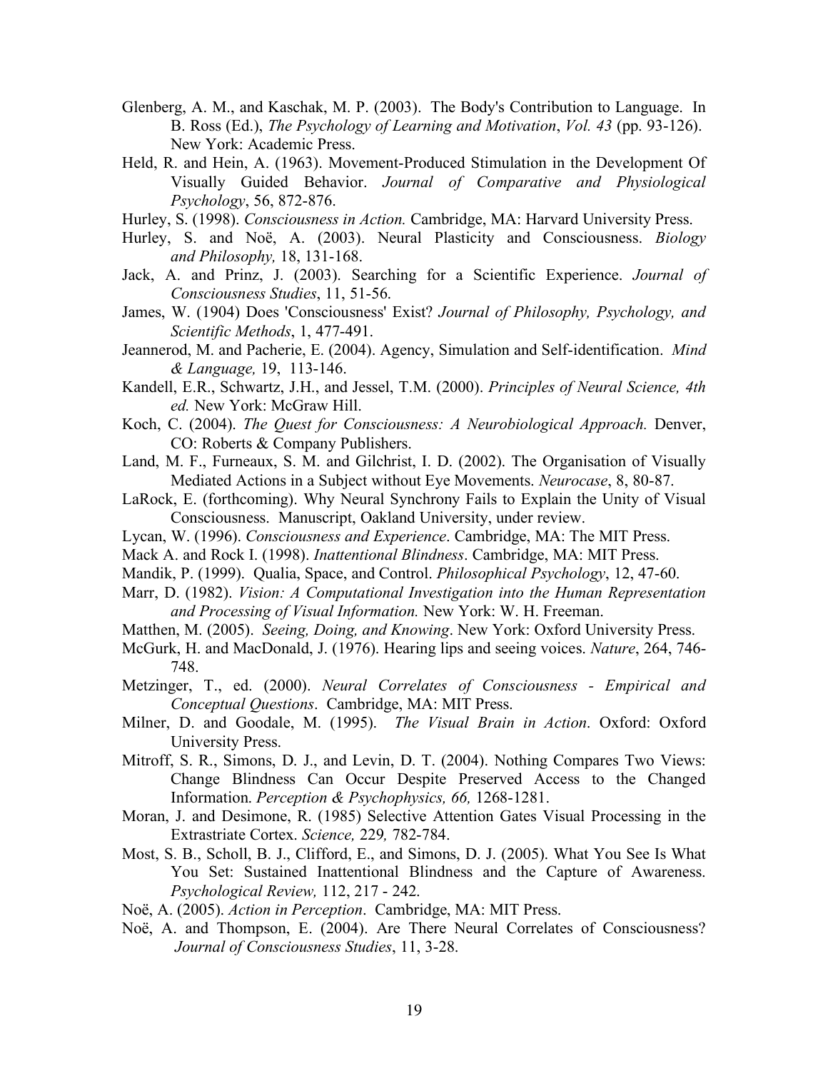Glenberg, A. M., and Kaschak, M. P. (2003). The Body's Contribution to Language. In B. Ross (Ed.), *The Psychology of Learning and Motivation*, *Vol. 43* (pp. 93-126). New York: Academic Press.

Held, R. and Hein, A. (1963). Movement-Produced Stimulation in the Development Of Visually Guided Behavior. *Journal of Comparative and Physiological Psychology*, 56, 872-876.

Hurley, S. (1998). *Consciousness in Action.* Cambridge, MA: Harvard University Press.

Hurley, S. and Noë, A. (2003). Neural Plasticity and Consciousness. *Biology and Philosophy,* 18, 131-168.

Jack, A. and Prinz, J. (2003). Searching for a Scientific Experience. *Journal of Consciousness Studies*, 11, 51-56.

James, W. (1904) Does 'Consciousness' Exist? *Journal of Philosophy, Psychology, and Scientific Methods*, 1, 477-491.

Jeannerod, M. and Pacherie, E. (2004). Agency, Simulation and Self-identification. *Mind & Language,* 19, 113-146.

Kandell, E.R., Schwartz, J.H., and Jessel, T.M. (2000). *Principles of Neural Science, 4th ed.* New York: McGraw Hill.

Koch, C. (2004). *The Quest for Consciousness: A Neurobiological Approach.* Denver, CO: Roberts & Company Publishers.

Land, M. F., Furneaux, S. M. and Gilchrist, I. D. (2002). The Organisation of Visually Mediated Actions in a Subject without Eye Movements. *Neurocase*, 8, 80-87.

LaRock, E. (forthcoming). Why Neural Synchrony Fails to Explain the Unity of Visual Consciousness. Manuscript, Oakland University, under review.

Lycan, W. (1996). *Consciousness and Experience*. Cambridge, MA: The MIT Press.

Mack A. and Rock I. (1998). *Inattentional Blindness*. Cambridge, MA: MIT Press.

Mandik, P. (1999). Qualia, Space, and Control. *Philosophical Psychology*, 12, 47-60.

Marr, D. (1982). *Vision: A Computational Investigation into the Human Representation and Processing of Visual Information.* New York: W. H. Freeman.

Matthen, M. (2005). *Seeing, Doing, and Knowing*. New York: Oxford University Press.

McGurk, H. and MacDonald, J. (1976). Hearing lips and seeing voices. *Nature*, 264, 746-748.

Metzinger, T., ed. (2000). *Neural Correlates of Consciousness - Empirical and Conceptual Questions*. Cambridge, MA: MIT Press.

Milner, D. and Goodale, M. (1995). *The Visual Brain in Action*. Oxford: Oxford University Press.

Mitroff, S. R., Simons, D. J., and Levin, D. T. (2004). Nothing Compares Two Views: Change Blindness Can Occur Despite Preserved Access to the Changed Information. *Perception & Psychophysics, 66,* 1268-1281.

Moran, J. and Desimone, R. (1985) Selective Attention Gates Visual Processing in the Extrastriate Cortex. *Science,* 229*,* 782-784.

Most, S. B., Scholl, B. J., Clifford, E., and Simons, D. J. (2005). What You See Is What You Set: Sustained Inattentional Blindness and the Capture of Awareness. *Psychological Review,* 112, 217 - 242.

Noë, A. (2005). *Action in Perception*. Cambridge, MA: MIT Press.

Noë, A. and Thompson, E. (2004). Are There Neural Correlates of Consciousness? *Journal of Consciousness Studies*, 11, 3-28.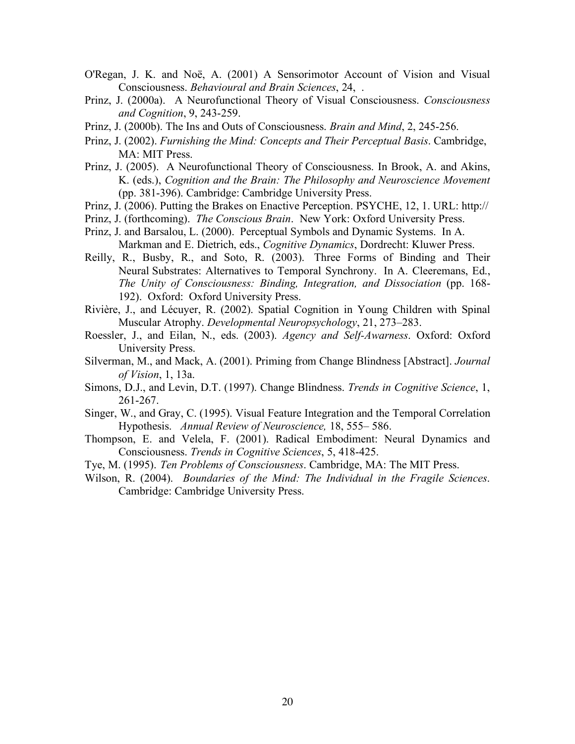O'Regan, J. K. and Noë, A. (2001) A Sensorimotor Account of Vision and Visual Consciousness. *Behavioural and Brain Sciences*, 24, .

Prinz, J. (2000a). A Neurofunctional Theory of Visual Consciousness. *Consciousness and Cognition*, 9, 243-259.

Prinz, J. (2000b). The Ins and Outs of Consciousness. *Brain and Mind*, 2, 245-256.

Prinz, J. (2002). *Furnishing the Mind: Concepts and Their Perceptual Basis*. Cambridge, MA: MIT Press.

Prinz, J. (2005). A Neurofunctional Theory of Consciousness. In Brook, A. and Akins, K. (eds.), *Cognition and the Brain: The Philosophy and Neuroscience Movement* (pp. 381-396). Cambridge: Cambridge University Press.

Prinz, J. (2006). Putting the Brakes on Enactive Perception. PSYCHE, 12, 1. URL: http://

Prinz, J. (forthcoming). *The Conscious Brain*. New York: Oxford University Press.

Prinz, J. and Barsalou, L. (2000). Perceptual Symbols and Dynamic Systems. In A. Markman and E. Dietrich, eds., *Cognitive Dynamics*, Dordrecht: Kluwer Press.

Reilly, R., Busby, R., and Soto, R. (2003). Three Forms of Binding and Their Neural Substrates: Alternatives to Temporal Synchrony. In A. Cleeremans, Ed., *The Unity of Consciousness: Binding, Integration, and Dissociation* (pp. 168-192). Oxford: Oxford University Press.

Rivière, J., and Lécuyer, R. (2002). Spatial Cognition in Young Children with Spinal Muscular Atrophy. *Developmental Neuropsychology*, 21, 273–283.

Roessler, J., and Eilan, N., eds. (2003). *Agency and Self-Awarness*. Oxford: Oxford University Press.

Silverman, M., and Mack, A. (2001). Priming from Change Blindness [Abstract]. *Journal of Vision*, 1, 13a.

Simons, D.J., and Levin, D.T. (1997). Change Blindness. *Trends in Cognitive Science*, 1, 261-267.

Singer, W., and Gray, C. (1995). Visual Feature Integration and the Temporal Correlation Hypothesis. *Annual Review of Neuroscience,* 18, 555– 586.

Thompson, E. and Velela, F. (2001). Radical Embodiment: Neural Dynamics and Consciousness. *Trends in Cognitive Sciences*, 5, 418-425.

Tye, M. (1995). *Ten Problems of Consciousness*. Cambridge, MA: The MIT Press.

Wilson, R. (2004). *Boundaries of the Mind: The Individual in the Fragile Sciences*. Cambridge: Cambridge University Press.